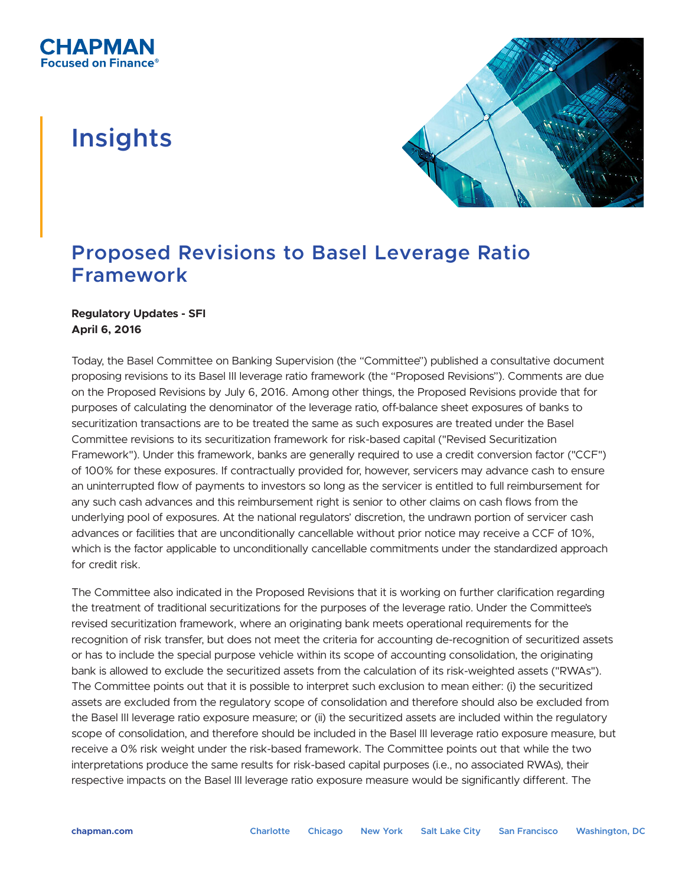# Insights

## Proposed Revisions to Basel Leverage Ratio Framework

**Regulatory Updates - SFI**
**April 6, 2016**

Today, the Basel Committee on Banking Supervision (the "Committee") published a consultative document proposing revisions to its Basel III leverage ratio framework (the "Proposed Revisions"). Comments are due on the Proposed Revisions by July 6, 2016. Among other things, the Proposed Revisions provide that for purposes of calculating the denominator of the leverage ratio, off-balance sheet exposures of banks to securitization transactions are to be treated the same as such exposures are treated under the Basel Committee revisions to its securitization framework for risk-based capital ("Revised Securitization Framework"). Under this framework, banks are generally required to use a credit conversion factor ("CCF") of 100% for these exposures. If contractually provided for, however, servicers may advance cash to ensure an uninterrupted flow of payments to investors so long as the servicer is entitled to full reimbursement for any such cash advances and this reimbursement right is senior to other claims on cash flows from the underlying pool of exposures. At the national regulators' discretion, the undrawn portion of servicer cash advances or facilities that are unconditionally cancellable without prior notice may receive a CCF of 10%, which is the factor applicable to unconditionally cancellable commitments under the standardized approach for credit risk.

The Committee also indicated in the Proposed Revisions that it is working on further clarification regarding the treatment of traditional securitizations for the purposes of the leverage ratio. Under the Committee's revised securitization framework, where an originating bank meets operational requirements for the recognition of risk transfer, but does not meet the criteria for accounting de-recognition of securitized assets or has to include the special purpose vehicle within its scope of accounting consolidation, the originating bank is allowed to exclude the securitized assets from the calculation of its risk-weighted assets ("RWAs"). The Committee points out that it is possible to interpret such exclusion to mean either: (i) the securitized assets are excluded from the regulatory scope of consolidation and therefore should also be excluded from the Basel III leverage ratio exposure measure; or (ii) the securitized assets are included within the regulatory scope of consolidation, and therefore should be included in the Basel III leverage ratio exposure measure, but receive a 0% risk weight under the risk-based framework. The Committee points out that while the two interpretations produce the same results for risk-based capital purposes (i.e., no associated RWAs), their respective impacts on the Basel III leverage ratio exposure measure would be significantly different. The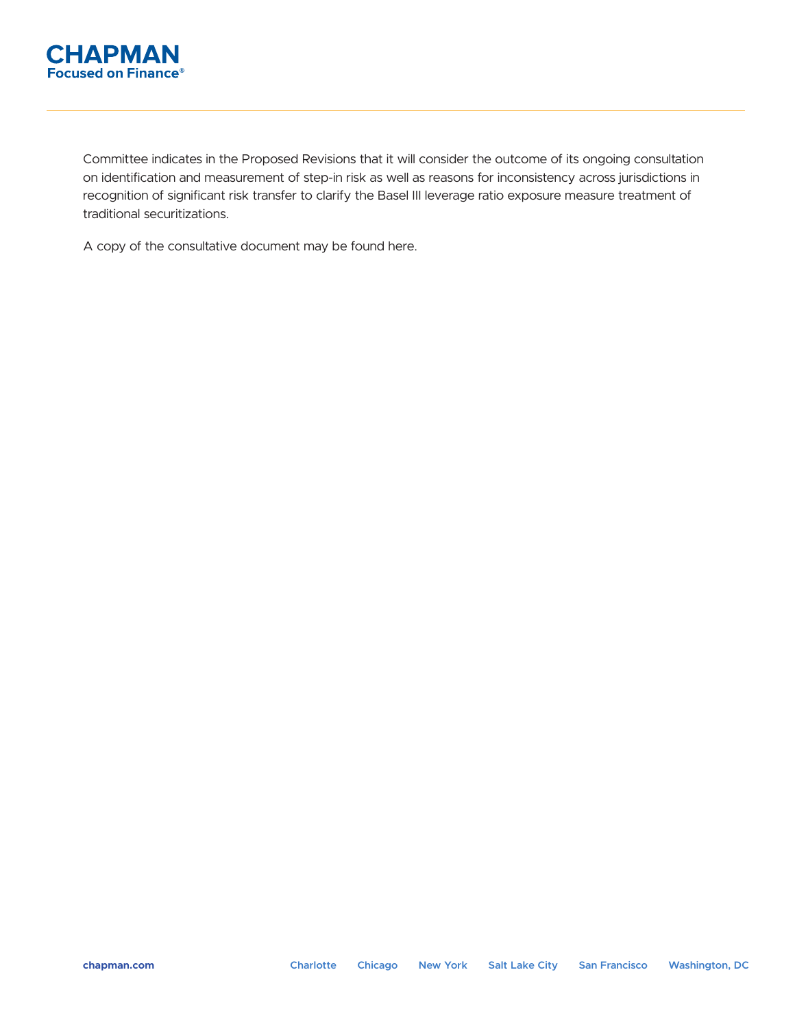Committee indicates in the Proposed Revisions that it will consider the outcome of its ongoing consultation on identification and measurement of step-in risk as well as reasons for inconsistency across jurisdictions in recognition of significant risk transfer to clarify the Basel III leverage ratio exposure measure treatment of traditional securitizations.

A copy of the consultative document may be found here.